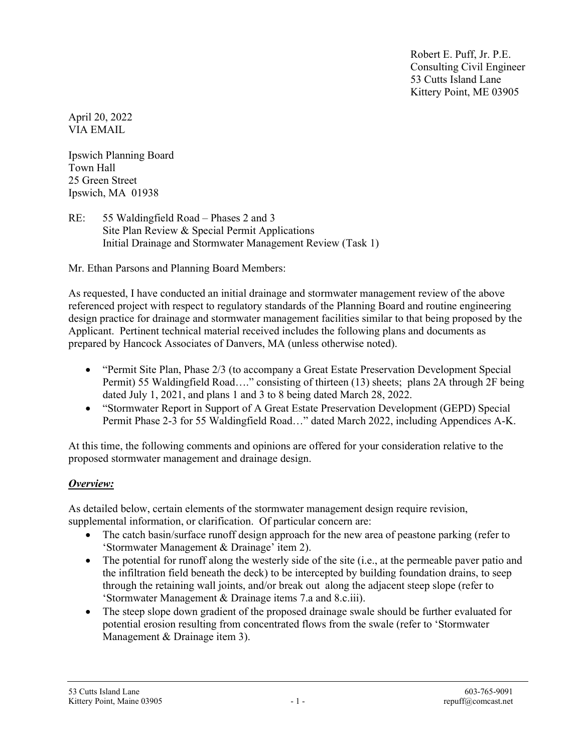Robert E. Puff, Jr. P.E.
Consulting Civil Engineer
53 Cutts Island Lane
Kittery Point, ME 03905

April 20, 2022
VIA EMAIL

Ipswich Planning Board
Town Hall
25 Green Street
Ipswich, MA 01938

RE: 55 Waldingfield Road – Phases 2 and 3
Site Plan Review & Special Permit Applications
Initial Drainage and Stormwater Management Review (Task 1)

Mr. Ethan Parsons and Planning Board Members:

As requested, I have conducted an initial drainage and stormwater management review of the above referenced project with respect to regulatory standards of the Planning Board and routine engineering design practice for drainage and stormwater management facilities similar to that being proposed by the Applicant. Pertinent technical material received includes the following plans and documents as prepared by Hancock Associates of Danvers, MA (unless otherwise noted).

- "Permit Site Plan, Phase 2/3 (to accompany a Great Estate Preservation Development Special Permit) 55 Waldingfield Road…." consisting of thirteen (13) sheets; plans 2A through 2F being dated July 1, 2021, and plans 1 and 3 to 8 being dated March 28, 2022.
- "Stormwater Report in Support of A Great Estate Preservation Development (GEPD) Special Permit Phase 2-3 for 55 Waldingfield Road…" dated March 2022, including Appendices A-K.

At this time, the following comments and opinions are offered for your consideration relative to the proposed stormwater management and drainage design.

***Overview:***

As detailed below, certain elements of the stormwater management design require revision, supplemental information, or clarification. Of particular concern are:

- The catch basin/surface runoff design approach for the new area of peastone parking (refer to 'Stormwater Management & Drainage' item 2).
- The potential for runoff along the westerly side of the site (i.e., at the permeable paver patio and the infiltration field beneath the deck) to be intercepted by building foundation drains, to seep through the retaining wall joints, and/or break out along the adjacent steep slope (refer to 'Stormwater Management & Drainage items 7.a and 8.c.iii).
- The steep slope down gradient of the proposed drainage swale should be further evaluated for potential erosion resulting from concentrated flows from the swale (refer to 'Stormwater Management & Drainage item 3).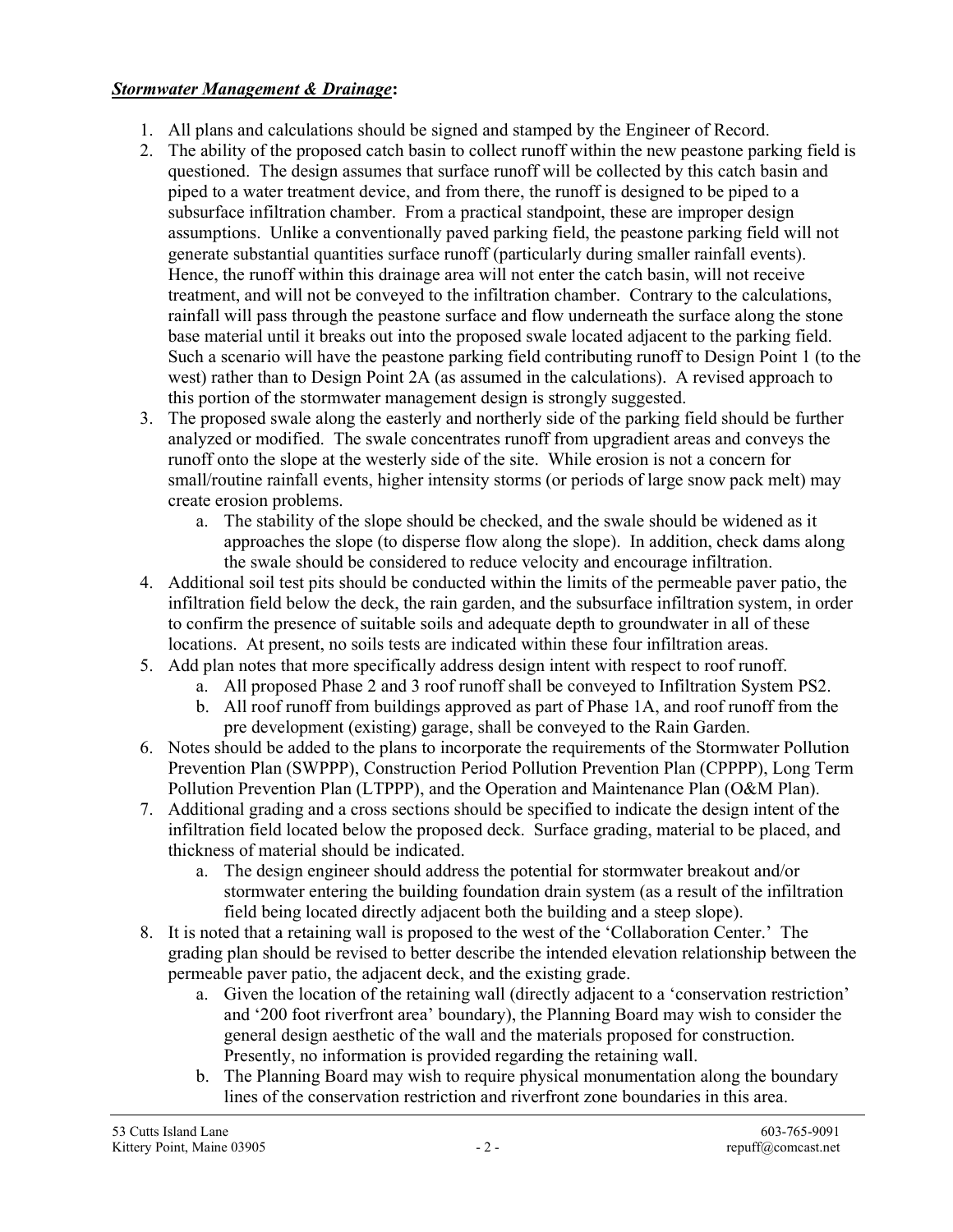***Stormwater Management & Drainage*:**

1. All plans and calculations should be signed and stamped by the Engineer of Record.
2. The ability of the proposed catch basin to collect runoff within the new peastone parking field is questioned. The design assumes that surface runoff will be collected by this catch basin and piped to a water treatment device, and from there, the runoff is designed to be piped to a subsurface infiltration chamber. From a practical standpoint, these are improper design assumptions. Unlike a conventionally paved parking field, the peastone parking field will not generate substantial quantities surface runoff (particularly during smaller rainfall events). Hence, the runoff within this drainage area will not enter the catch basin, will not receive treatment, and will not be conveyed to the infiltration chamber. Contrary to the calculations, rainfall will pass through the peastone surface and flow underneath the surface along the stone base material until it breaks out into the proposed swale located adjacent to the parking field. Such a scenario will have the peastone parking field contributing runoff to Design Point 1 (to the west) rather than to Design Point 2A (as assumed in the calculations). A revised approach to this portion of the stormwater management design is strongly suggested.
3. The proposed swale along the easterly and northerly side of the parking field should be further analyzed or modified. The swale concentrates runoff from upgradient areas and conveys the runoff onto the slope at the westerly side of the site. While erosion is not a concern for small/routine rainfall events, higher intensity storms (or periods of large snow pack melt) may create erosion problems.
   a. The stability of the slope should be checked, and the swale should be widened as it approaches the slope (to disperse flow along the slope). In addition, check dams along the swale should be considered to reduce velocity and encourage infiltration.
4. Additional soil test pits should be conducted within the limits of the permeable paver patio, the infiltration field below the deck, the rain garden, and the subsurface infiltration system, in order to confirm the presence of suitable soils and adequate depth to groundwater in all of these locations. At present, no soils tests are indicated within these four infiltration areas.
5. Add plan notes that more specifically address design intent with respect to roof runoff.
   a. All proposed Phase 2 and 3 roof runoff shall be conveyed to Infiltration System PS2.
   b. All roof runoff from buildings approved as part of Phase 1A, and roof runoff from the pre development (existing) garage, shall be conveyed to the Rain Garden.
6. Notes should be added to the plans to incorporate the requirements of the Stormwater Pollution Prevention Plan (SWPPP), Construction Period Pollution Prevention Plan (CPPPP), Long Term Pollution Prevention Plan (LTPPP), and the Operation and Maintenance Plan (O&M Plan).
7. Additional grading and a cross sections should be specified to indicate the design intent of the infiltration field located below the proposed deck. Surface grading, material to be placed, and thickness of material should be indicated.
   a. The design engineer should address the potential for stormwater breakout and/or stormwater entering the building foundation drain system (as a result of the infiltration field being located directly adjacent both the building and a steep slope).
8. It is noted that a retaining wall is proposed to the west of the 'Collaboration Center.' The grading plan should be revised to better describe the intended elevation relationship between the permeable paver patio, the adjacent deck, and the existing grade.
   a. Given the location of the retaining wall (directly adjacent to a 'conservation restriction' and '200 foot riverfront area' boundary), the Planning Board may wish to consider the general design aesthetic of the wall and the materials proposed for construction. Presently, no information is provided regarding the retaining wall.
   b. The Planning Board may wish to require physical monumentation along the boundary lines of the conservation restriction and riverfront zone boundaries in this area.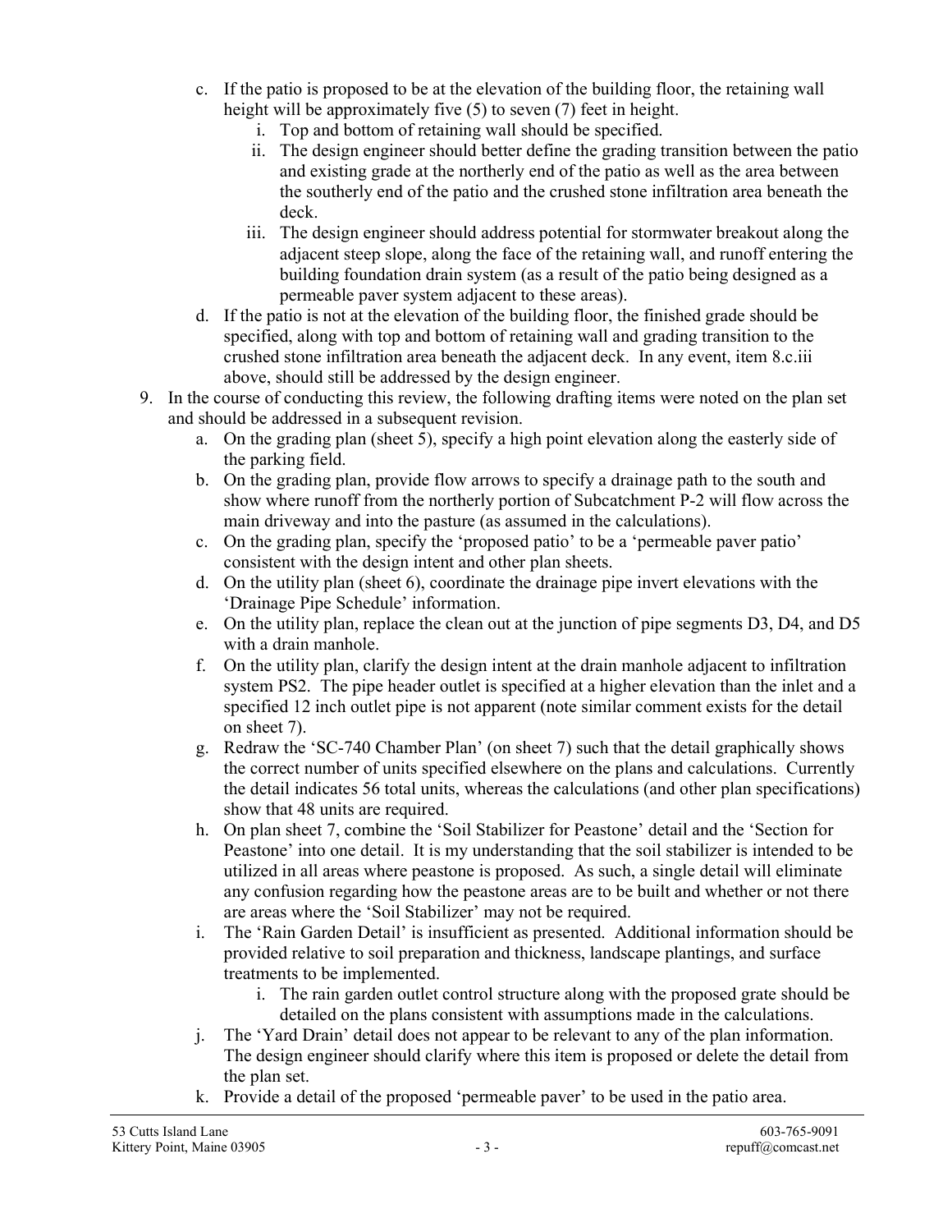c. If the patio is proposed to be at the elevation of the building floor, the retaining wall height will be approximately five (5) to seven (7) feet in height.
   i. Top and bottom of retaining wall should be specified.
   ii. The design engineer should better define the grading transition between the patio and existing grade at the northerly end of the patio as well as the area between the southerly end of the patio and the crushed stone infiltration area beneath the deck.
   iii. The design engineer should address potential for stormwater breakout along the adjacent steep slope, along the face of the retaining wall, and runoff entering the building foundation drain system (as a result of the patio being designed as a permeable paver system adjacent to these areas).

d. If the patio is not at the elevation of the building floor, the finished grade should be specified, along with top and bottom of retaining wall and grading transition to the crushed stone infiltration area beneath the adjacent deck. In any event, item 8.c.iii above, should still be addressed by the design engineer.

9. In the course of conducting this review, the following drafting items were noted on the plan set and should be addressed in a subsequent revision.
   a. On the grading plan (sheet 5), specify a high point elevation along the easterly side of the parking field.
   b. On the grading plan, provide flow arrows to specify a drainage path to the south and show where runoff from the northerly portion of Subcatchment P-2 will flow across the main driveway and into the pasture (as assumed in the calculations).
   c. On the grading plan, specify the 'proposed patio' to be a 'permeable paver patio' consistent with the design intent and other plan sheets.
   d. On the utility plan (sheet 6), coordinate the drainage pipe invert elevations with the 'Drainage Pipe Schedule' information.
   e. On the utility plan, replace the clean out at the junction of pipe segments D3, D4, and D5 with a drain manhole.
   f. On the utility plan, clarify the design intent at the drain manhole adjacent to infiltration system PS2. The pipe header outlet is specified at a higher elevation than the inlet and a specified 12 inch outlet pipe is not apparent (note similar comment exists for the detail on sheet 7).
   g. Redraw the 'SC-740 Chamber Plan' (on sheet 7) such that the detail graphically shows the correct number of units specified elsewhere on the plans and calculations. Currently the detail indicates 56 total units, whereas the calculations (and other plan specifications) show that 48 units are required.
   h. On plan sheet 7, combine the 'Soil Stabilizer for Peastone' detail and the 'Section for Peastone' into one detail. It is my understanding that the soil stabilizer is intended to be utilized in all areas where peastone is proposed. As such, a single detail will eliminate any confusion regarding how the peastone areas are to be built and whether or not there are areas where the 'Soil Stabilizer' may not be required.
   i. The 'Rain Garden Detail' is insufficient as presented. Additional information should be provided relative to soil preparation and thickness, landscape plantings, and surface treatments to be implemented.
      i. The rain garden outlet control structure along with the proposed grate should be detailed on the plans consistent with assumptions made in the calculations.
   j. The 'Yard Drain' detail does not appear to be relevant to any of the plan information. The design engineer should clarify where this item is proposed or delete the detail from the plan set.
   k. Provide a detail of the proposed 'permeable paver' to be used in the patio area.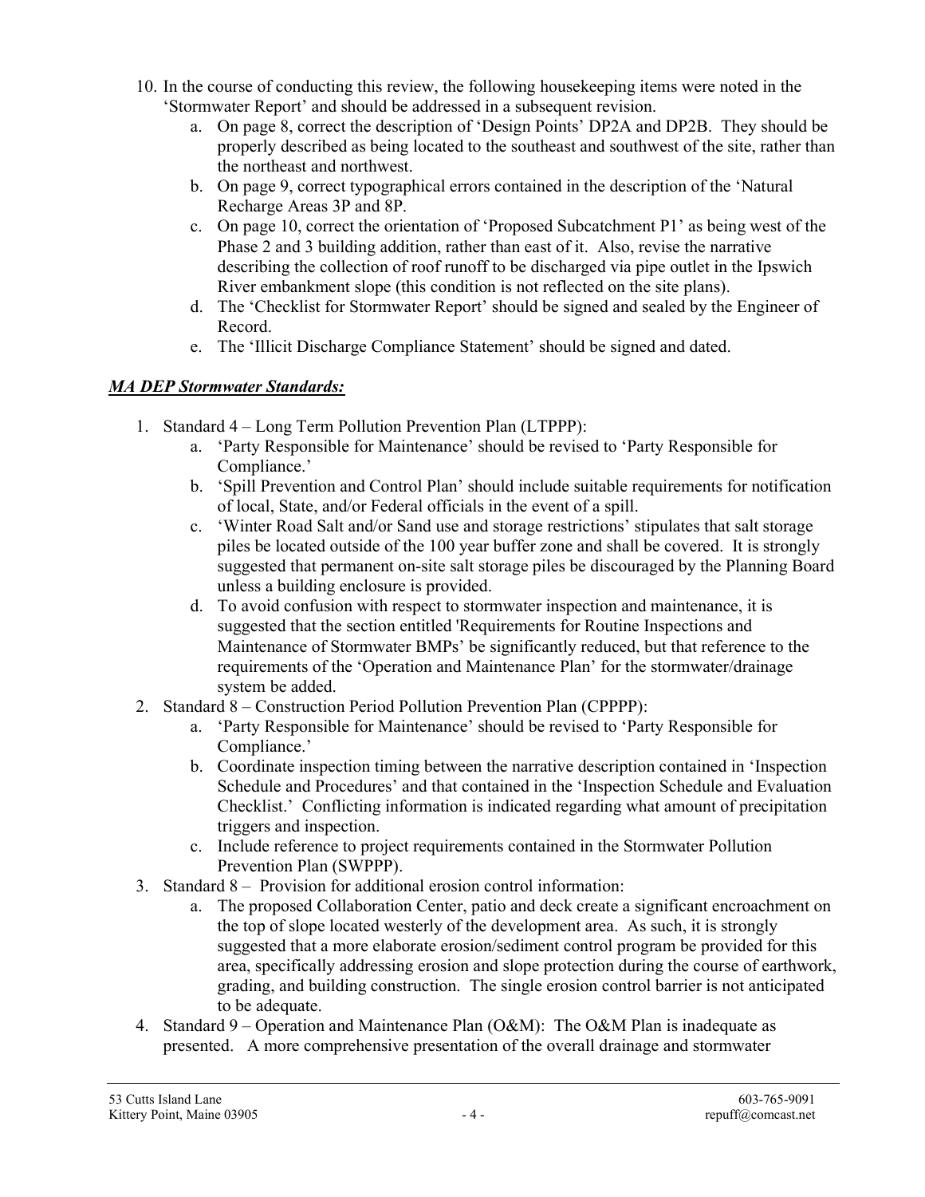10. In the course of conducting this review, the following housekeeping items were noted in the 'Stormwater Report' and should be addressed in a subsequent revision.
    a. On page 8, correct the description of 'Design Points' DP2A and DP2B. They should be properly described as being located to the southeast and southwest of the site, rather than the northeast and northwest.
    b. On page 9, correct typographical errors contained in the description of the 'Natural Recharge Areas 3P and 8P.
    c. On page 10, correct the orientation of 'Proposed Subcatchment P1' as being west of the Phase 2 and 3 building addition, rather than east of it. Also, revise the narrative describing the collection of roof runoff to be discharged via pipe outlet in the Ipswich River embankment slope (this condition is not reflected on the site plans).
    d. The 'Checklist for Stormwater Report' should be signed and sealed by the Engineer of Record.
    e. The 'Illicit Discharge Compliance Statement' should be signed and dated.

***MA DEP Stormwater Standards:***

1. Standard 4 – Long Term Pollution Prevention Plan (LTPPP):
    a. 'Party Responsible for Maintenance' should be revised to 'Party Responsible for Compliance.'
    b. 'Spill Prevention and Control Plan' should include suitable requirements for notification of local, State, and/or Federal officials in the event of a spill.
    c. 'Winter Road Salt and/or Sand use and storage restrictions' stipulates that salt storage piles be located outside of the 100 year buffer zone and shall be covered. It is strongly suggested that permanent on-site salt storage piles be discouraged by the Planning Board unless a building enclosure is provided.
    d. To avoid confusion with respect to stormwater inspection and maintenance, it is suggested that the section entitled 'Requirements for Routine Inspections and Maintenance of Stormwater BMPs' be significantly reduced, but that reference to the requirements of the 'Operation and Maintenance Plan' for the stormwater/drainage system be added.
2. Standard 8 – Construction Period Pollution Prevention Plan (CPPPP):
    a. 'Party Responsible for Maintenance' should be revised to 'Party Responsible for Compliance.'
    b. Coordinate inspection timing between the narrative description contained in 'Inspection Schedule and Procedures' and that contained in the 'Inspection Schedule and Evaluation Checklist.' Conflicting information is indicated regarding what amount of precipitation triggers and inspection.
    c. Include reference to project requirements contained in the Stormwater Pollution Prevention Plan (SWPPP).
3. Standard 8 – Provision for additional erosion control information:
    a. The proposed Collaboration Center, patio and deck create a significant encroachment on the top of slope located westerly of the development area. As such, it is strongly suggested that a more elaborate erosion/sediment control program be provided for this area, specifically addressing erosion and slope protection during the course of earthwork, grading, and building construction. The single erosion control barrier is not anticipated to be adequate.
4. Standard 9 – Operation and Maintenance Plan (O&M): The O&M Plan is inadequate as presented. A more comprehensive presentation of the overall drainage and stormwater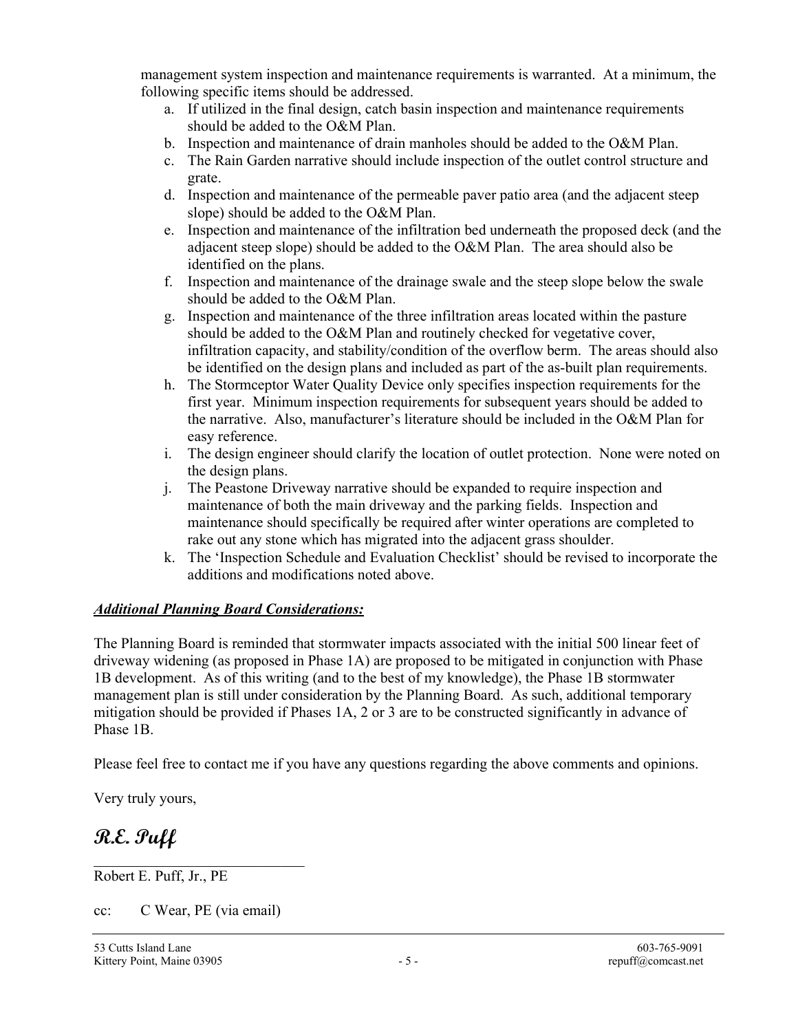management system inspection and maintenance requirements is warranted. At a minimum, the following specific items should be addressed.

a. If utilized in the final design, catch basin inspection and maintenance requirements should be added to the O&M Plan.
b. Inspection and maintenance of drain manholes should be added to the O&M Plan.
c. The Rain Garden narrative should include inspection of the outlet control structure and grate.
d. Inspection and maintenance of the permeable paver patio area (and the adjacent steep slope) should be added to the O&M Plan.
e. Inspection and maintenance of the infiltration bed underneath the proposed deck (and the adjacent steep slope) should be added to the O&M Plan. The area should also be identified on the plans.
f. Inspection and maintenance of the drainage swale and the steep slope below the swale should be added to the O&M Plan.
g. Inspection and maintenance of the three infiltration areas located within the pasture should be added to the O&M Plan and routinely checked for vegetative cover, infiltration capacity, and stability/condition of the overflow berm. The areas should also be identified on the design plans and included as part of the as-built plan requirements.
h. The Stormceptor Water Quality Device only specifies inspection requirements for the first year. Minimum inspection requirements for subsequent years should be added to the narrative. Also, manufacturer's literature should be included in the O&M Plan for easy reference.
i. The design engineer should clarify the location of outlet protection. None were noted on the design plans.
j. The Peastone Driveway narrative should be expanded to require inspection and maintenance of both the main driveway and the parking fields. Inspection and maintenance should specifically be required after winter operations are completed to rake out any stone which has migrated into the adjacent grass shoulder.
k. The 'Inspection Schedule and Evaluation Checklist' should be revised to incorporate the additions and modifications noted above.

***Additional Planning Board Considerations:***

The Planning Board is reminded that stormwater impacts associated with the initial 500 linear feet of driveway widening (as proposed in Phase 1A) are proposed to be mitigated in conjunction with Phase 1B development. As of this writing (and to the best of my knowledge), the Phase 1B stormwater management plan is still under consideration by the Planning Board. As such, additional temporary mitigation should be provided if Phases 1A, 2 or 3 are to be constructed significantly in advance of Phase 1B.

Please feel free to contact me if you have any questions regarding the above comments and opinions.

Very truly yours,

*R.E. Puff*

Robert E. Puff, Jr., PE

cc: C Wear, PE (via email)

53 Cutts Island Lane
Kittery Point, Maine 03905

603-765-9091
repuff@comcast.net